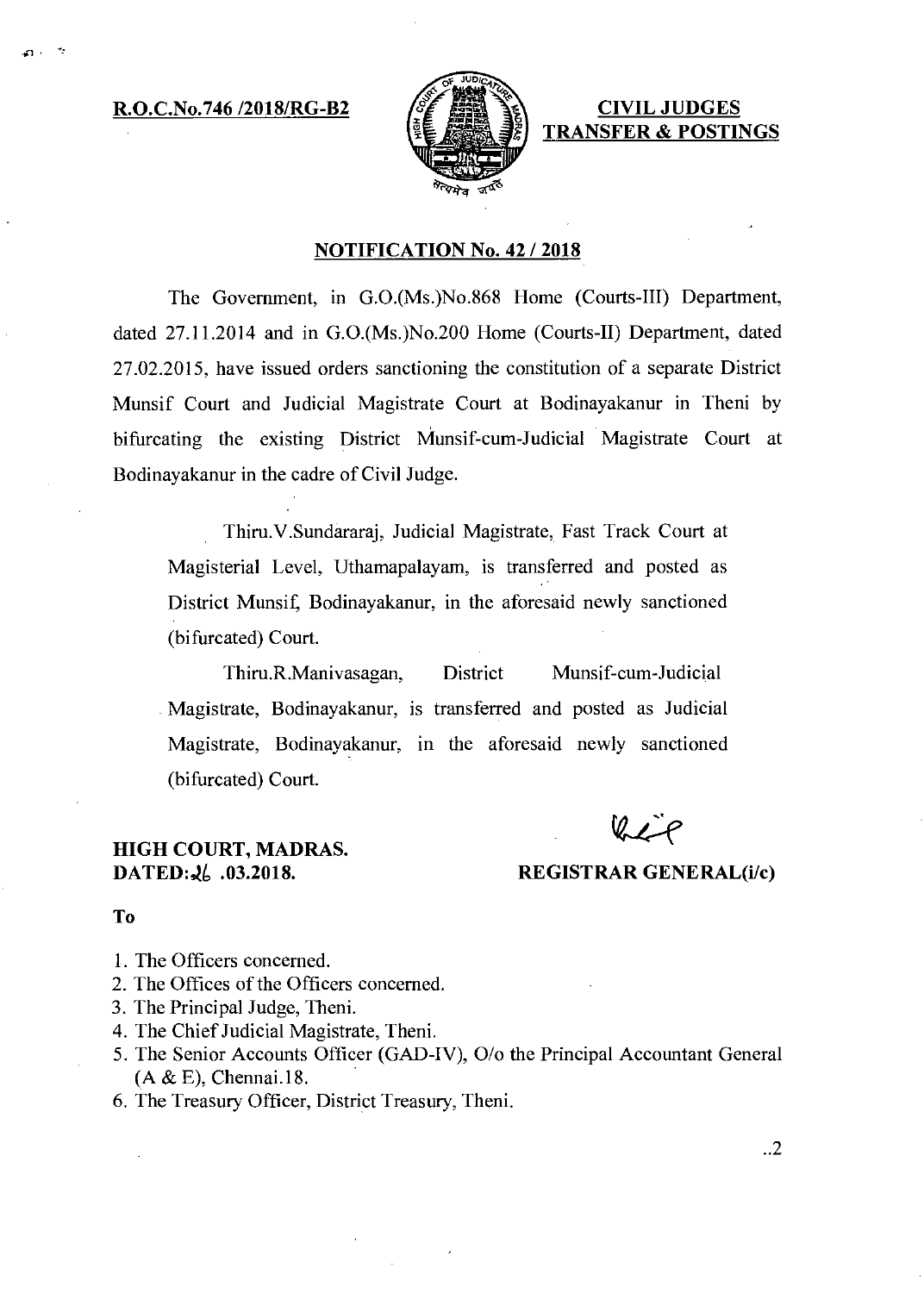**R.O.C.No.746 /2018/RG-B2**

**CIVIL JUDGES TRANSFER & POSTINGS**

## NOTIFICATION No. 42 / 2018

The Government, in G.O.(Ms.)No.868 Home (Courts-III) Department, dated 27.11.2014 and in G.O.(Ms.)No.200 Home (Courts-II) Department, dated 27.02.2015, have issued orders sanctioning the constitution of a separate District Munsif Court and Judicial Magistrate Court at Bodinayakanur in Theni by bifurcating the existing District Munsif-cum-Judicial Magistrate Court at Bodinayakanur in the cadre of Civil Judge.

Thiru.V.Sundararaj, Judicial Magistrate, Fast Track Court at Magisterial Level, Uthamapalayam, is transferred and posted as District Munsif, Bodinayakanur, in the aforesaid newly sanctioned (bifurcated) Court.

Thiru.R.Manivasagan, District Munsif-cum-Judicial Magistrate, Bodinayakanur, is transferred and posted as Judicial Magistrate, Bodinayakanur, in the aforesaid newly sanctioned (bifurcated) Court.

**HIGH COURT, MADRAS.**
**DATED:26 .03.2018.**

**REGISTRAR GENERAL(i/c)**

**To**

1. The Officers concerned.
2. The Offices of the Officers concerned.
3. The Principal Judge, Theni.
4. The Chief Judicial Magistrate, Theni.
5. The Senior Accounts Officer (GAD-IV), O/o the Principal Accountant General (A & E), Chennai.18.
6. The Treasury Officer, District Treasury, Theni.

..2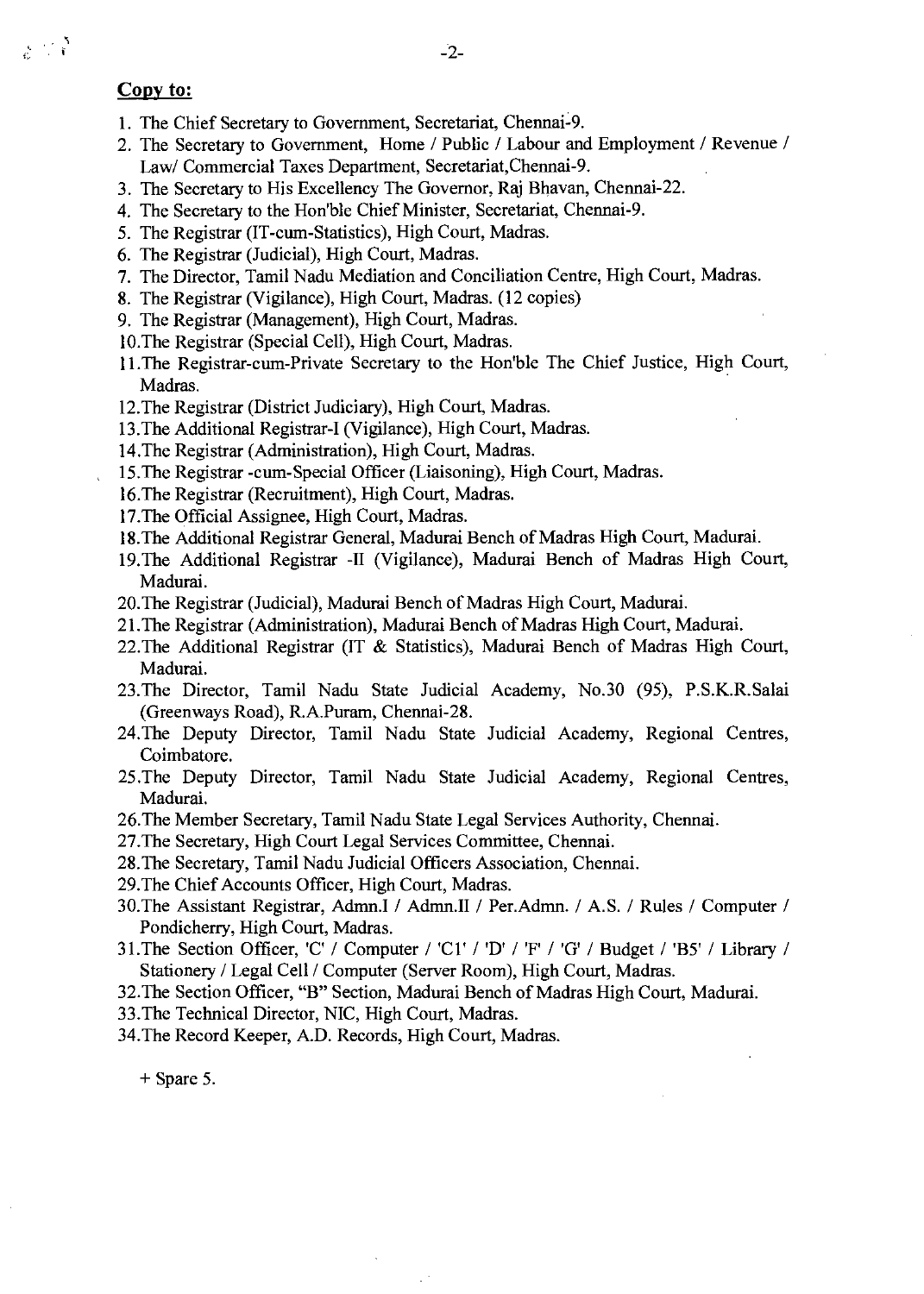**Copy to:**

1. The Chief Secretary to Government, Secretariat, Chennai-9.
2. The Secretary to Government, Home / Public / Labour and Employment / Revenue / Law/ Commercial Taxes Department, Secretariat,Chennai-9.
3. The Secretary to His Excellency The Governor, Raj Bhavan, Chennai-22.
4. The Secretary to the Hon'ble Chief Minister, Secretariat, Chennai-9.
5. The Registrar (IT-cum-Statistics), High Court, Madras.
6. The Registrar (Judicial), High Court, Madras.
7. The Director, Tamil Nadu Mediation and Conciliation Centre, High Court, Madras.
8. The Registrar (Vigilance), High Court, Madras. (12 copies)
9. The Registrar (Management), High Court, Madras.
10. The Registrar (Special Cell), High Court, Madras.
11. The Registrar-cum-Private Secretary to the Hon'ble The Chief Justice, High Court, Madras.
12. The Registrar (District Judiciary), High Court, Madras.
13. The Additional Registrar-I (Vigilance), High Court, Madras.
14. The Registrar (Administration), High Court, Madras.
15. The Registrar -cum-Special Officer (Liaisoning), High Court, Madras.
16. The Registrar (Recruitment), High Court, Madras.
17. The Official Assignee, High Court, Madras.
18. The Additional Registrar General, Madurai Bench of Madras High Court, Madurai.
19. The Additional Registrar -II (Vigilance), Madurai Bench of Madras High Court, Madurai.
20. The Registrar (Judicial), Madurai Bench of Madras High Court, Madurai.
21. The Registrar (Administration), Madurai Bench of Madras High Court, Madurai.
22. The Additional Registrar (IT & Statistics), Madurai Bench of Madras High Court, Madurai.
23. The Director, Tamil Nadu State Judicial Academy, No.30 (95), P.S.K.R.Salai (Greenways Road), R.A.Puram, Chennai-28.
24. The Deputy Director, Tamil Nadu State Judicial Academy, Regional Centres, Coimbatore.
25. The Deputy Director, Tamil Nadu State Judicial Academy, Regional Centres, Madurai.
26. The Member Secretary, Tamil Nadu State Legal Services Authority, Chennai.
27. The Secretary, High Court Legal Services Committee, Chennai.
28. The Secretary, Tamil Nadu Judicial Officers Association, Chennai.
29. The Chief Accounts Officer, High Court, Madras.
30. The Assistant Registrar, Admn.I / Admn.II / Per.Admn. / A.S. / Rules / Computer / Pondicherry, High Court, Madras.
31. The Section Officer, 'C' / Computer / 'C1' / 'D' / 'F' / 'G' / Budget / 'B5' / Library / Stationery / Legal Cell / Computer (Server Room), High Court, Madras.
32. The Section Officer, "B" Section, Madurai Bench of Madras High Court, Madurai.
33. The Technical Director, NIC, High Court, Madras.
34. The Record Keeper, A.D. Records, High Court, Madras.

+ Spare 5.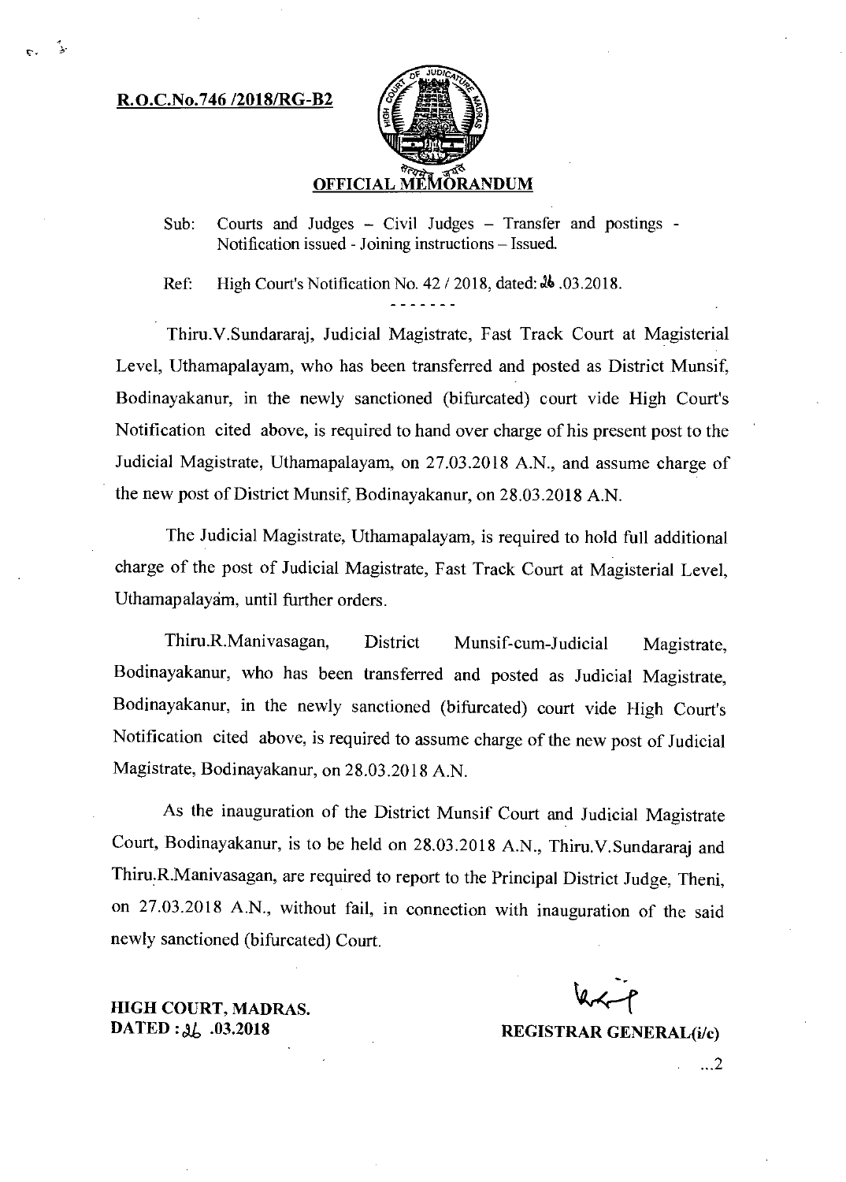**R.O.C.No.746 /2018/RG-B2**

## OFFICIAL MEMORANDUM

Sub: Courts and Judges – Civil Judges – Transfer and postings - Notification issued - Joining instructions – Issued.

Ref: High Court's Notification No. 42 / 2018, dated: 26 .03.2018.

-------

Thiru.V.Sundararaj, Judicial Magistrate, Fast Track Court at Magisterial Level, Uthamapalayam, who has been transferred and posted as District Munsif, Bodinayakanur, in the newly sanctioned (bifurcated) court vide High Court's Notification cited above, is required to hand over charge of his present post to the Judicial Magistrate, Uthamapalayam, on 27.03.2018 A.N., and assume charge of the new post of District Munsif, Bodinayakanur, on 28.03.2018 A.N.

The Judicial Magistrate, Uthamapalayam, is required to hold full additional charge of the post of Judicial Magistrate, Fast Track Court at Magisterial Level, Uthamapalayam, until further orders.

Thiru.R.Manivasagan, District Munsif-cum-Judicial Magistrate, Bodinayakanur, who has been transferred and posted as Judicial Magistrate, Bodinayakanur, in the newly sanctioned (bifurcated) court vide High Court's Notification cited above, is required to assume charge of the new post of Judicial Magistrate, Bodinayakanur, on 28.03.2018 A.N.

As the inauguration of the District Munsif Court and Judicial Magistrate Court, Bodinayakanur, is to be held on 28.03.2018 A.N., Thiru.V.Sundararaj and Thiru.R.Manivasagan, are required to report to the Principal District Judge, Theni, on 27.03.2018 A.N., without fail, in connection with inauguration of the said newly sanctioned (bifurcated) Court.

**HIGH COURT, MADRAS.**
**DATED : 26 .03.2018**

**REGISTRAR GENERAL(i/c)**

...2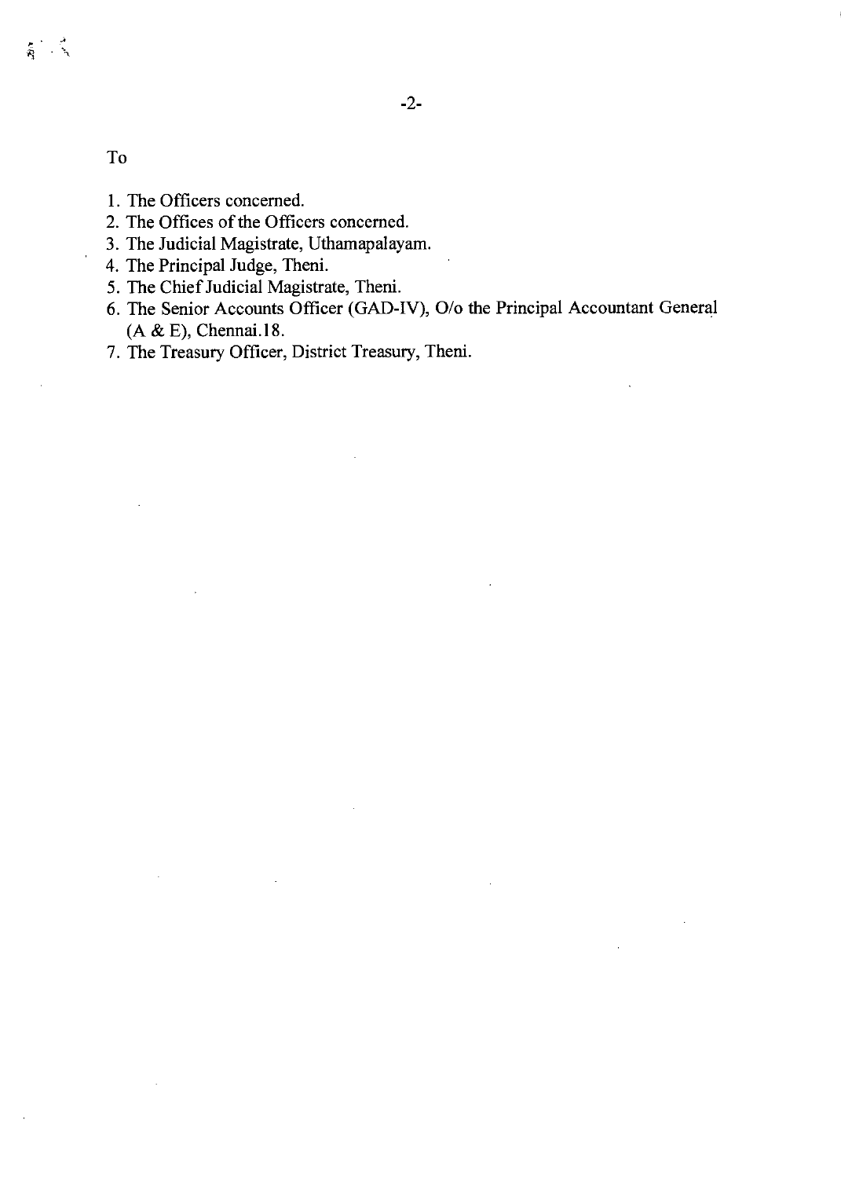To

1. The Officers concerned.
2. The Offices of the Officers concerned.
3. The Judicial Magistrate, Uthamapalayam.
4. The Principal Judge, Theni.
5. The Chief Judicial Magistrate, Theni.
6. The Senior Accounts Officer (GAD-IV), O/o the Principal Accountant General (A & E), Chennai.18.
7. The Treasury Officer, District Treasury, Theni.